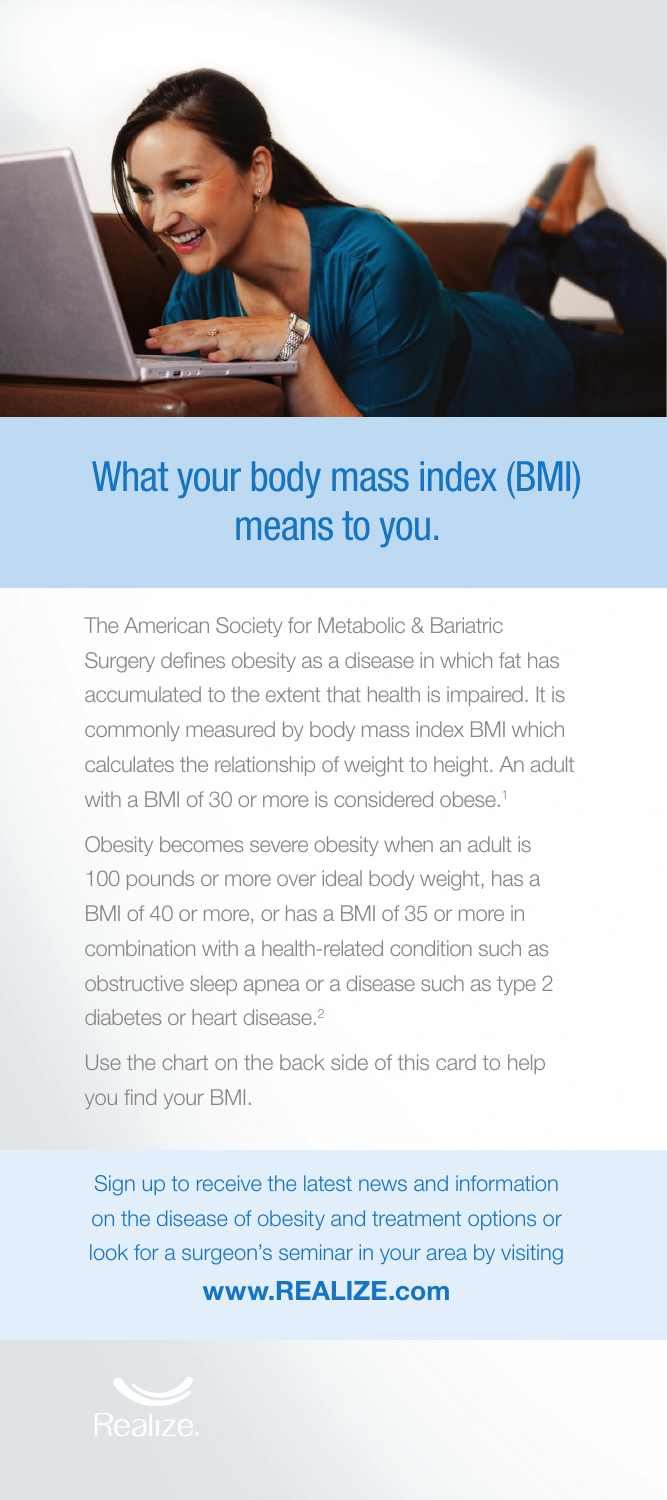# What your body mass index (BMI) means to you.

The American Society for Metabolic & Bariatric Surgery defines obesity as a disease in which fat has accumulated to the extent that health is impaired. It is commonly measured by body mass index BMI which calculates the relationship of weight to height. An adult with a BMI of 30 or more is considered obese.[1]

Obesity becomes severe obesity when an adult is 100 pounds or more over ideal body weight, has a BMI of 40 or more, or has a BMI of 35 or more in combination with a health-related condition such as obstructive sleep apnea or a disease such as type 2 diabetes or heart disease.[2]

Use the chart on the back side of this card to help you find your BMI.

Sign up to receive the latest news and information on the disease of obesity and treatment options or look for a surgeon's seminar in your area by visiting

**www.REALIZE.com**

Realize.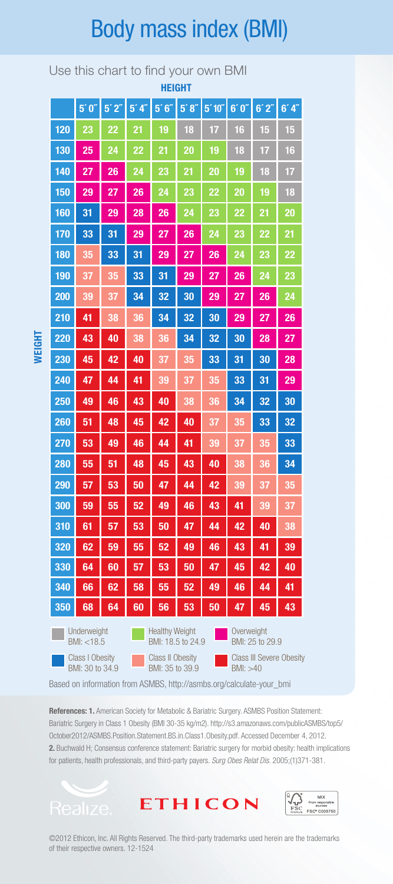# Body mass index (BMI)

Use this chart to find your own BMI

**HEIGHT**

| WEIGHT | 5′ 0″ | 5′ 2″ | 5′ 4″ | 5′ 6″ | 5′ 8″ | 5′ 10″ | 6′ 0″ | 6′ 2″ | 6′ 4″ |
|---|---|---|---|---|---|---|---|---|---|
| 120 | 23 | 22 | 21 | 19 | 18 | 17 | 16 | 15 | 15 |
| 130 | 25 | 24 | 22 | 21 | 20 | 19 | 18 | 17 | 16 |
| 140 | 27 | 26 | 24 | 23 | 21 | 20 | 19 | 18 | 17 |
| 150 | 29 | 27 | 26 | 24 | 23 | 22 | 20 | 19 | 18 |
| 160 | 31 | 29 | 28 | 26 | 24 | 23 | 22 | 21 | 20 |
| 170 | 33 | 31 | 29 | 27 | 26 | 24 | 23 | 22 | 21 |
| 180 | 35 | 33 | 31 | 29 | 27 | 26 | 24 | 23 | 22 |
| 190 | 37 | 35 | 33 | 31 | 29 | 27 | 26 | 24 | 23 |
| 200 | 39 | 37 | 34 | 32 | 30 | 29 | 27 | 26 | 24 |
| 210 | 41 | 38 | 36 | 34 | 32 | 30 | 29 | 27 | 26 |
| 220 | 43 | 40 | 38 | 36 | 34 | 32 | 30 | 28 | 27 |
| 230 | 45 | 42 | 40 | 37 | 35 | 33 | 31 | 30 | 28 |
| 240 | 47 | 44 | 41 | 39 | 37 | 35 | 33 | 31 | 29 |
| 250 | 49 | 46 | 43 | 40 | 38 | 36 | 34 | 32 | 30 |
| 260 | 51 | 48 | 45 | 42 | 40 | 37 | 35 | 33 | 32 |
| 270 | 53 | 49 | 46 | 44 | 41 | 39 | 37 | 35 | 33 |
| 280 | 55 | 51 | 48 | 45 | 43 | 40 | 38 | 36 | 34 |
| 290 | 57 | 53 | 50 | 47 | 44 | 42 | 39 | 37 | 35 |
| 300 | 59 | 55 | 52 | 49 | 46 | 43 | 41 | 39 | 37 |
| 310 | 61 | 57 | 53 | 50 | 47 | 44 | 42 | 40 | 38 |
| 320 | 62 | 59 | 55 | 52 | 49 | 46 | 43 | 41 | 39 |
| 330 | 64 | 60 | 57 | 53 | 50 | 47 | 45 | 42 | 40 |
| 340 | 66 | 62 | 58 | 55 | 52 | 49 | 46 | 44 | 41 |
| 350 | 68 | 64 | 60 | 56 | 53 | 50 | 47 | 45 | 43 |

- Underweight BMI: <18.5
- Healthy Weight BMI: 18.5 to 24.9
- Overweight BMI: 25 to 29.9
- Class I Obesity BMI: 30 to 34.9
- Class II Obesity BMI: 35 to 39.9
- Class III Severe Obesity BMI: >40

Based on information from ASMBS, http://asmbs.org/calculate-your_bmi

**References: 1.** American Society for Metabolic & Bariatric Surgery. ASMBS Position Statement: Bariatric Surgery in Class 1 Obesity (BMI 30-35 kg/m2). http://s3.amazonaws.com/publicASMBS/top5/October2012/ASMBS.Position.Statement.BS.in.Class1.Obesity.pdf. Accessed December 4, 2012. **2.** Buchwald H; Consensus conference statement: Bariatric surgery for morbid obesity: health implications for patients, health professionals, and third-party payers. *Surg Obes Relat Dis.* 2005;(1)371-381.

Realize. ETHICON

MIX From responsible sources FSC® C005750

©2012 Ethicon, Inc. All Rights Reserved. The third-party trademarks used herein are the trademarks of their respective owners. 12-1524